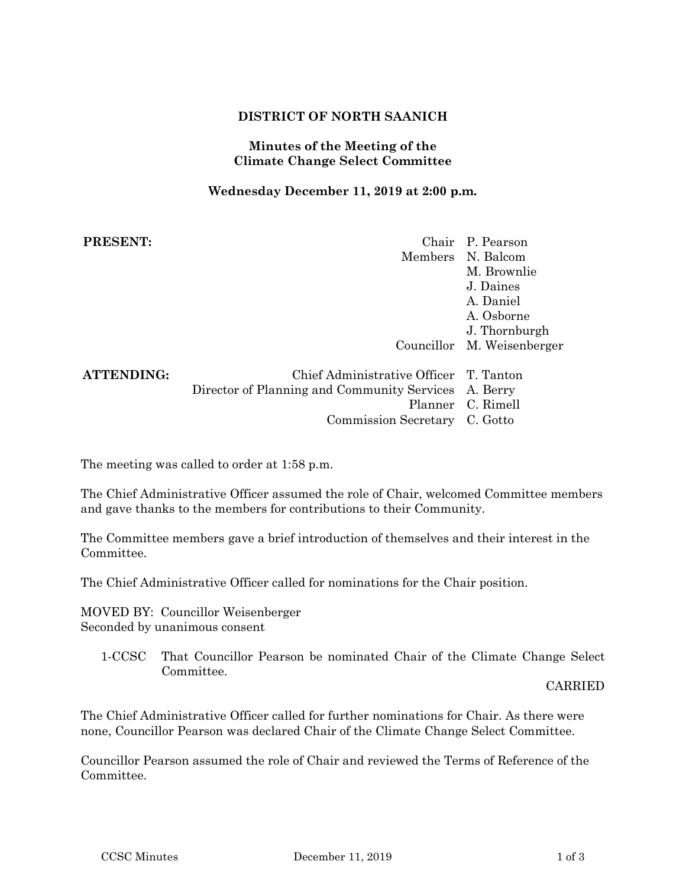# DISTRICT OF NORTH SAANICH

## Minutes of the Meeting of the Climate Change Select Committee

### Wednesday December 11, 2019 at 2:00 p.m.

**PRESENT:**

| | |
|---|---|
| Chair | P. Pearson |
| Members | N. Balcom |
| | M. Brownlie |
| | J. Daines |
| | A. Daniel |
| | A. Osborne |
| | J. Thornburgh |
| Councillor | M. Weisenberger |

**ATTENDING:**

| | |
|---|---|
| Chief Administrative Officer | T. Tanton |
| Director of Planning and Community Services | A. Berry |
| Planner | C. Rimell |
| Commission Secretary | C. Gotto |

The meeting was called to order at 1:58 p.m.

The Chief Administrative Officer assumed the role of Chair, welcomed Committee members and gave thanks to the members for contributions to their Community.

The Committee members gave a brief introduction of themselves and their interest in the Committee.

The Chief Administrative Officer called for nominations for the Chair position.

MOVED BY: Councillor Weisenberger
Seconded by unanimous consent

1-CCSC That Councillor Pearson be nominated Chair of the Climate Change Select Committee.

CARRIED

The Chief Administrative Officer called for further nominations for Chair. As there were none, Councillor Pearson was declared Chair of the Climate Change Select Committee.

Councillor Pearson assumed the role of Chair and reviewed the Terms of Reference of the Committee.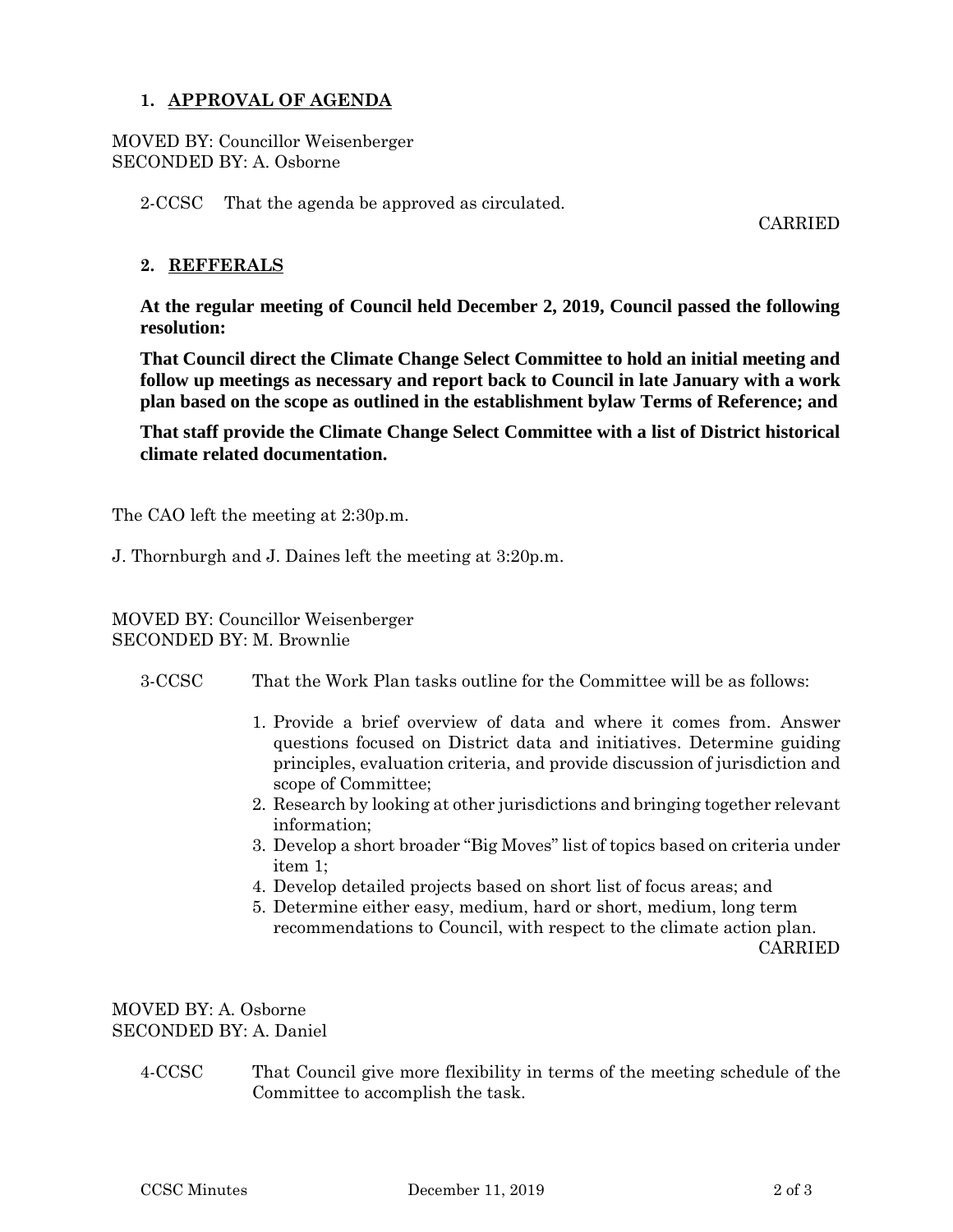## 1. APPROVAL OF AGENDA

MOVED BY: Councillor Weisenberger
SECONDED BY: A. Osborne

2-CCSC That the agenda be approved as circulated.

CARRIED

## 2. REFFERALS

**At the regular meeting of Council held December 2, 2019, Council passed the following resolution:**

**That Council direct the Climate Change Select Committee to hold an initial meeting and follow up meetings as necessary and report back to Council in late January with a work plan based on the scope as outlined in the establishment bylaw Terms of Reference; and**

**That staff provide the Climate Change Select Committee with a list of District historical climate related documentation.**

The CAO left the meeting at 2:30p.m.

J. Thornburgh and J. Daines left the meeting at 3:20p.m.

MOVED BY: Councillor Weisenberger
SECONDED BY: M. Brownlie

3-CCSC That the Work Plan tasks outline for the Committee will be as follows:

1. Provide a brief overview of data and where it comes from. Answer questions focused on District data and initiatives. Determine guiding principles, evaluation criteria, and provide discussion of jurisdiction and scope of Committee;
2. Research by looking at other jurisdictions and bringing together relevant information;
3. Develop a short broader "Big Moves" list of topics based on criteria under item 1;
4. Develop detailed projects based on short list of focus areas; and
5. Determine either easy, medium, hard or short, medium, long term recommendations to Council, with respect to the climate action plan.

CARRIED

MOVED BY: A. Osborne
SECONDED BY: A. Daniel

4-CCSC That Council give more flexibility in terms of the meeting schedule of the Committee to accomplish the task.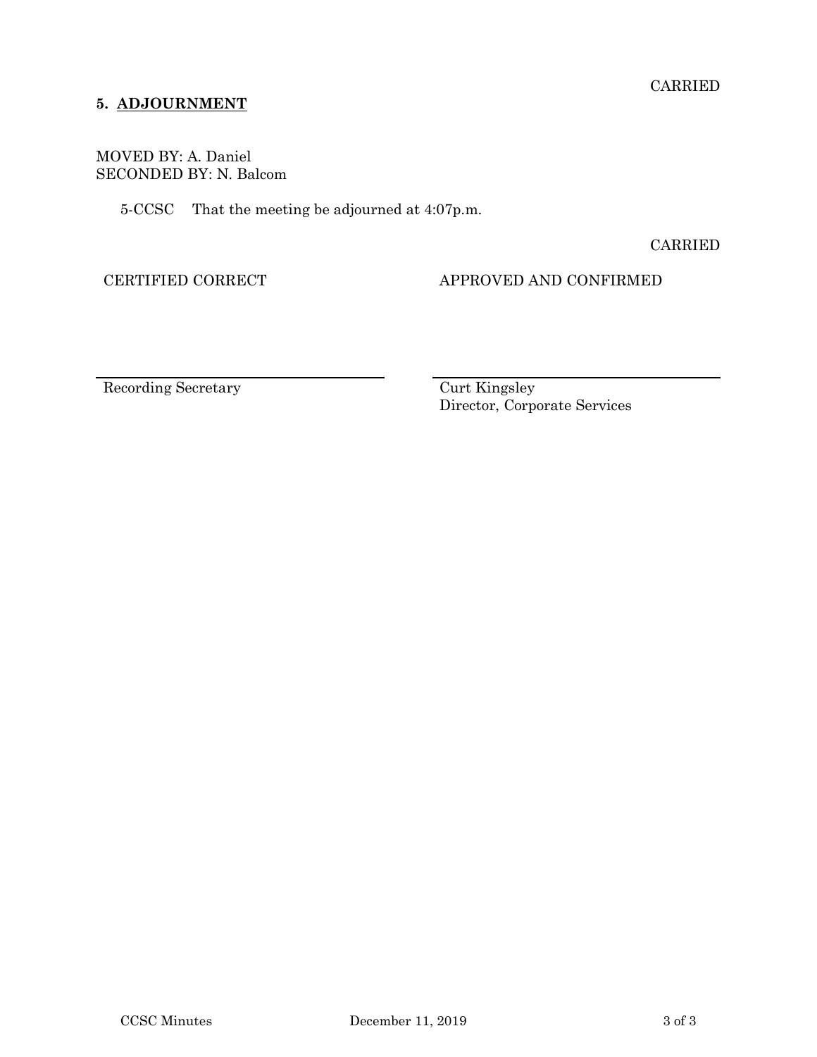CARRIED

## 5. ADJOURNMENT

MOVED BY: A. Daniel
SECONDED BY: N. Balcom

5-CCSC That the meeting be adjourned at 4:07p.m.

CARRIED

CERTIFIED CORRECT

APPROVED AND CONFIRMED

Recording Secretary

Curt Kingsley
Director, Corporate Services